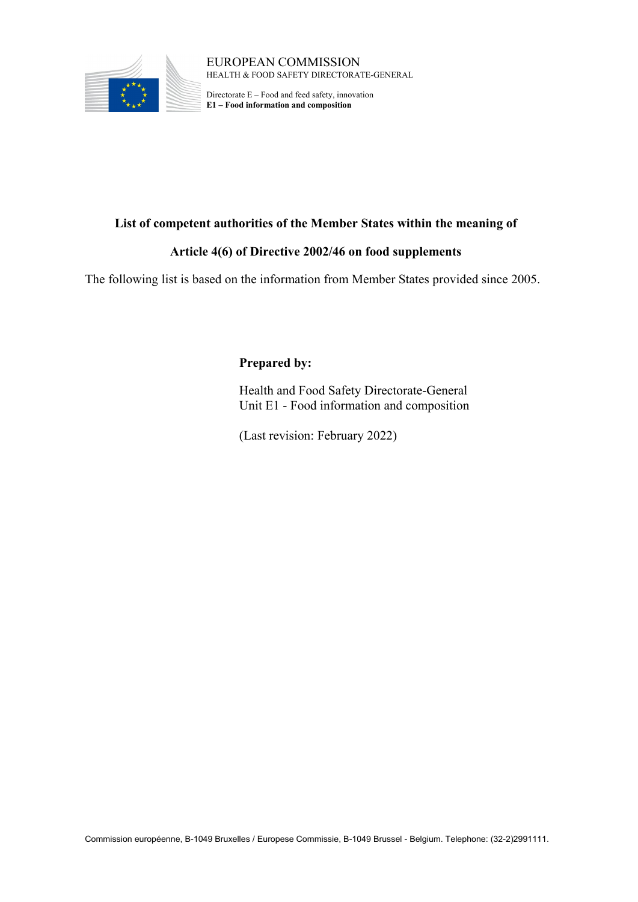EUROPEAN COMMISSION
HEALTH & FOOD SAFETY DIRECTORATE-GENERAL

Directorate E – Food and feed safety, innovation
**E1 – Food information and composition**

# List of competent authorities of the Member States within the meaning of Article 4(6) of Directive 2002/46 on food supplements

The following list is based on the information from Member States provided since 2005.

**Prepared by:**

Health and Food Safety Directorate-General
Unit E1 - Food information and composition

(Last revision: February 2022)

Commission européenne, B-1049 Bruxelles / Europese Commissie, B-1049 Brussel - Belgium. Telephone: (32-2)2991111.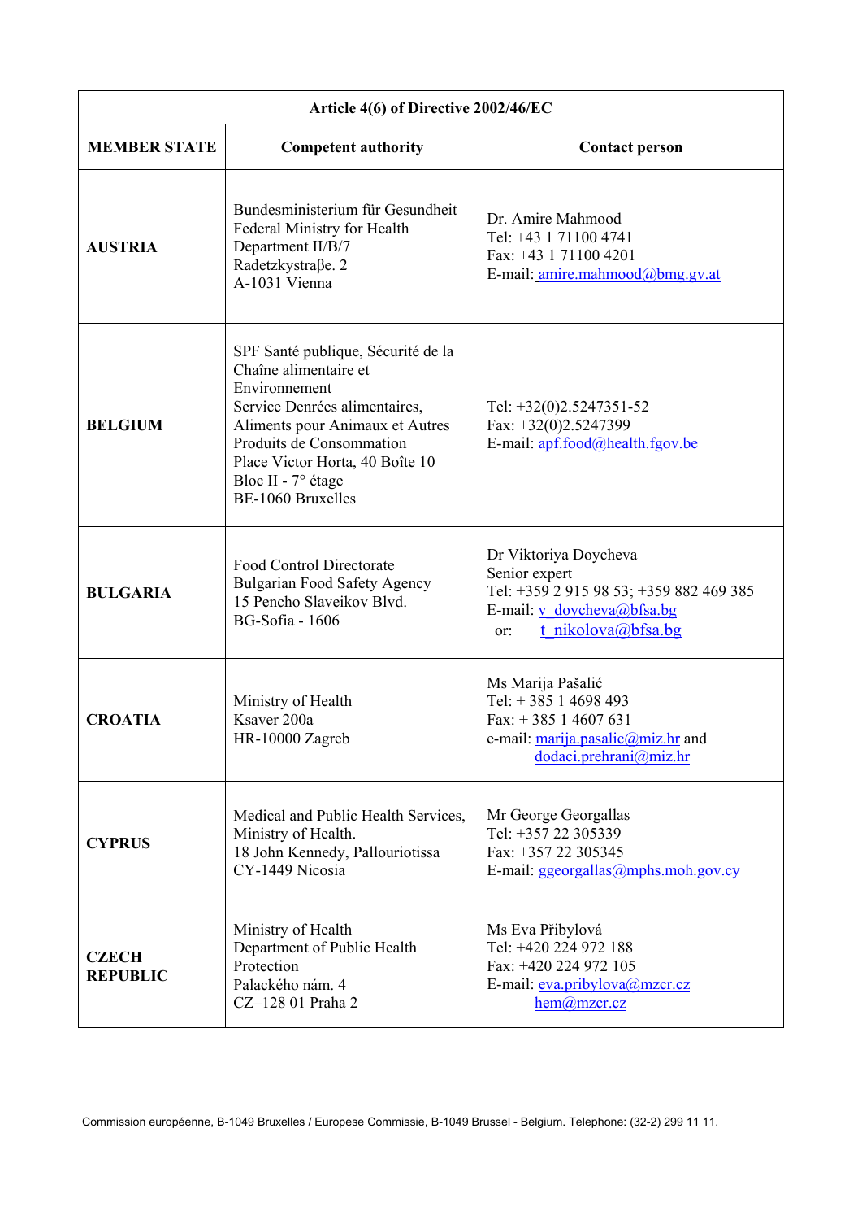| Article 4(6) of Directive 2002/46/EC | | |
|---|---|---|
| **MEMBER STATE** | **Competent authority** | **Contact person** |
| **AUSTRIA** | Bundesministerium für Gesundheit<br>Federal Ministry for Health<br>Department II/B/7<br>Radetzkystraβe. 2<br>A-1031 Vienna | Dr. Amire Mahmood<br>Tel: +43 1 71100 4741<br>Fax: +43 1 71100 4201<br>E-mail: amire.mahmood@bmg.gv.at |
| **BELGIUM** | SPF Santé publique, Sécurité de la Chaîne alimentaire et Environnement<br>Service Denrées alimentaires, Aliments pour Animaux et Autres Produits de Consommation<br>Place Victor Horta, 40 Boîte 10<br>Bloc II - 7° étage<br>BE-1060 Bruxelles | Tel: +32(0)2.5247351-52<br>Fax: +32(0)2.5247399<br>E-mail: apf.food@health.fgov.be |
| **BULGARIA** | Food Control Directorate<br>Bulgarian Food Safety Agency<br>15 Pencho Slaveikov Blvd.<br>BG-Sofia - 1606 | Dr Viktoriya Doycheva<br>Senior expert<br>Tel: +359 2 915 98 53; +359 882 469 385<br>E-mail: v_doycheva@bfsa.bg<br>or: t_nikolova@bfsa.bg |
| **CROATIA** | Ministry of Health<br>Ksaver 200a<br>HR-10000 Zagreb | Ms Marija Pašalić<br>Tel: + 385 1 4698 493<br>Fax: + 385 1 4607 631<br>e-mail: marija.pasalic@miz.hr and<br>dodaci.prehrani@miz.hr |
| **CYPRUS** | Medical and Public Health Services, Ministry of Health.<br>18 John Kennedy, Pallouriotissa<br>CY-1449 Nicosia | Mr George Georgallas<br>Tel: +357 22 305339<br>Fax: +357 22 305345<br>E-mail: ggeorgallas@mphs.moh.gov.cy |
| **CZECH REPUBLIC** | Ministry of Health<br>Department of Public Health Protection<br>Palackého nám. 4<br>CZ–128 01 Praha 2 | Ms Eva Přibylová<br>Tel: +420 224 972 188<br>Fax: +420 224 972 105<br>E-mail: eva.pribylova@mzcr.cz<br>hem@mzcr.cz |

Commission européenne, B-1049 Bruxelles / Europese Commissie, B-1049 Brussel - Belgium. Telephone: (32-2) 299 11 11.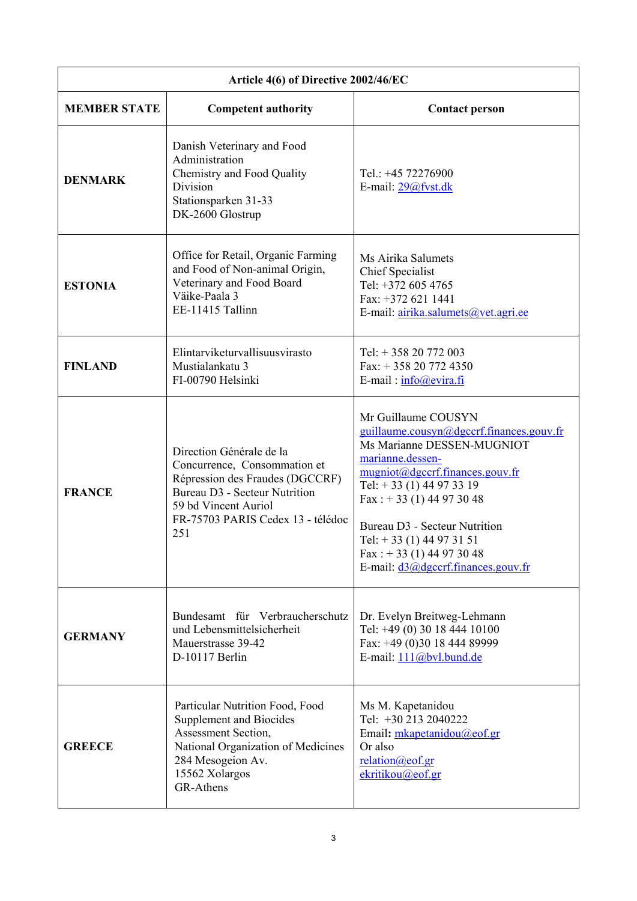| Article 4(6) of Directive 2002/46/EC | | |
|---|---|---|
| **MEMBER STATE** | **Competent authority** | **Contact person** |
| **DENMARK** | Danish Veterinary and Food Administration<br>Chemistry and Food Quality Division<br>Stationsparken 31-33<br>DK-2600 Glostrup | Tel.: +45 72276900<br>E-mail: 29@fvst.dk |
| **ESTONIA** | Office for Retail, Organic Farming and Food of Non-animal Origin, Veterinary and Food Board<br>Väike-Paala 3<br>EE-11415 Tallinn | Ms Airika Salumets<br>Chief Specialist<br>Tel: +372 605 4765<br>Fax: +372 621 1441<br>E-mail: airika.salumets@vet.agri.ee |
| **FINLAND** | Elintarviketurvallisuusvirasto<br>Mustialankatu 3<br>FI-00790 Helsinki | Tel: + 358 20 772 003<br>Fax: + 358 20 772 4350<br>E-mail : info@evira.fi |
| **FRANCE** | Direction Générale de la Concurrence, Consommation et Répression des Fraudes (DGCCRF)<br>Bureau D3 - Secteur Nutrition<br>59 bd Vincent Auriol<br>FR-75703 PARIS Cedex 13 - télédoc 251 | Mr Guillaume COUSYN<br>guillaume.cousyn@dgccrf.finances.gouv.fr<br>Ms Marianne DESSEN-MUGNIOT<br>marianne.dessen-mugniot@dgccrf.finances.gouv.fr<br>Tel: + 33 (1) 44 97 33 19<br>Fax : + 33 (1) 44 97 30 48<br><br>Bureau D3 - Secteur Nutrition<br>Tel: + 33 (1) 44 97 31 51<br>Fax : + 33 (1) 44 97 30 48<br>E-mail: d3@dgccrf.finances.gouv.fr |
| **GERMANY** | Bundesamt für Verbraucherschutz und Lebensmittelsicherheit<br>Mauerstrasse 39-42<br>D-10117 Berlin | Dr. Evelyn Breitweg-Lehmann<br>Tel: +49 (0) 30 18 444 10100<br>Fax: +49 (0)30 18 444 89999<br>E-mail: 111@bvl.bund.de |
| **GREECE** | Particular Nutrition Food, Food Supplement and Biocides Assessment Section,<br>National Organization of Medicines<br>284 Mesogeion Av.<br>15562 Xolargos<br>GR-Athens | Ms M. Kapetanidou<br>Tel: +30 213 2040222<br>Email**:** mkapetanidou@eof.gr<br>Or also<br>relation@eof.gr<br>ekritikou@eof.gr |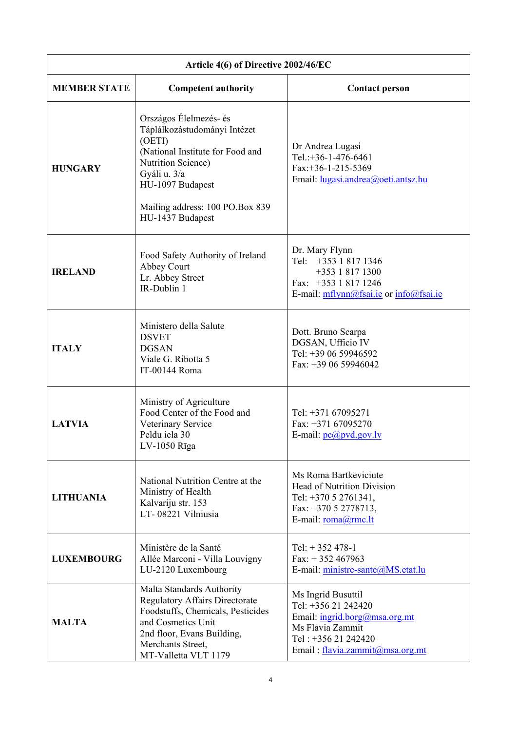| Article 4(6) of Directive 2002/46/EC | | |
|---|---|---|
| **MEMBER STATE** | **Competent authority** | **Contact person** |
| **HUNGARY** | Országos Élelmezés- és Táplálkozástudományi Intézet (OETI)<br>(National Institute for Food and Nutrition Science)<br>Gyáli u. 3/a<br>HU-1097 Budapest<br><br>Mailing address: 100 PO.Box 839<br>HU-1437 Budapest | Dr Andrea Lugasi<br>Tel.:+36-1-476-6461<br>Fax:+36-1-215-5369<br>Email: lugasi.andrea@oeti.antsz.hu |
| **IRELAND** | Food Safety Authority of Ireland<br>Abbey Court<br>Lr. Abbey Street<br>IR-Dublin 1 | Dr. Mary Flynn<br>Tel: +353 1 817 1346<br>+353 1 817 1300<br>Fax: +353 1 817 1246<br>E-mail: mflynn@fsai.ie or info@fsai.ie |
| **ITALY** | Ministero della Salute<br>DSVET<br>DGSAN<br>Viale G. Ribotta 5<br>IT-00144 Roma | Dott. Bruno Scarpa<br>DGSAN, Ufficio IV<br>Tel: +39 06 59946592<br>Fax: +39 06 59946042 |
| **LATVIA** | Ministry of Agriculture<br>Food Center of the Food and Veterinary Service<br>Peldu iela 30<br>LV-1050 Rīga | Tel: +371 67095271<br>Fax: +371 67095270<br>E-mail: pc@pvd.gov.lv |
| **LITHUANIA** | National Nutrition Centre at the Ministry of Health<br>Kalvariju str. 153<br>LT- 08221 Vilniusia | Ms Roma Bartkeviciute<br>Head of Nutrition Division<br>Tel: +370 5 2761341,<br>Fax: +370 5 2778713,<br>E-mail: roma@rmc.lt |
| **LUXEMBOURG** | Ministère de la Santé<br>Allée Marconi - Villa Louvigny<br>LU-2120 Luxembourg | Tel: + 352 478-1<br>Fax: + 352 467963<br>E-mail: ministre-sante@MS.etat.lu |
| **MALTA** | Malta Standards Authority<br>Regulatory Affairs Directorate<br>Foodstuffs, Chemicals, Pesticides and Cosmetics Unit<br>2nd floor, Evans Building,<br>Merchants Street,<br>MT-Valletta VLT 1179 | Ms Ingrid Busuttil<br>Tel: +356 21 242420<br>Email: ingrid.borg@msa.org.mt<br>Ms Flavia Zammit<br>Tel : +356 21 242420<br>Email : flavia.zammit@msa.org.mt |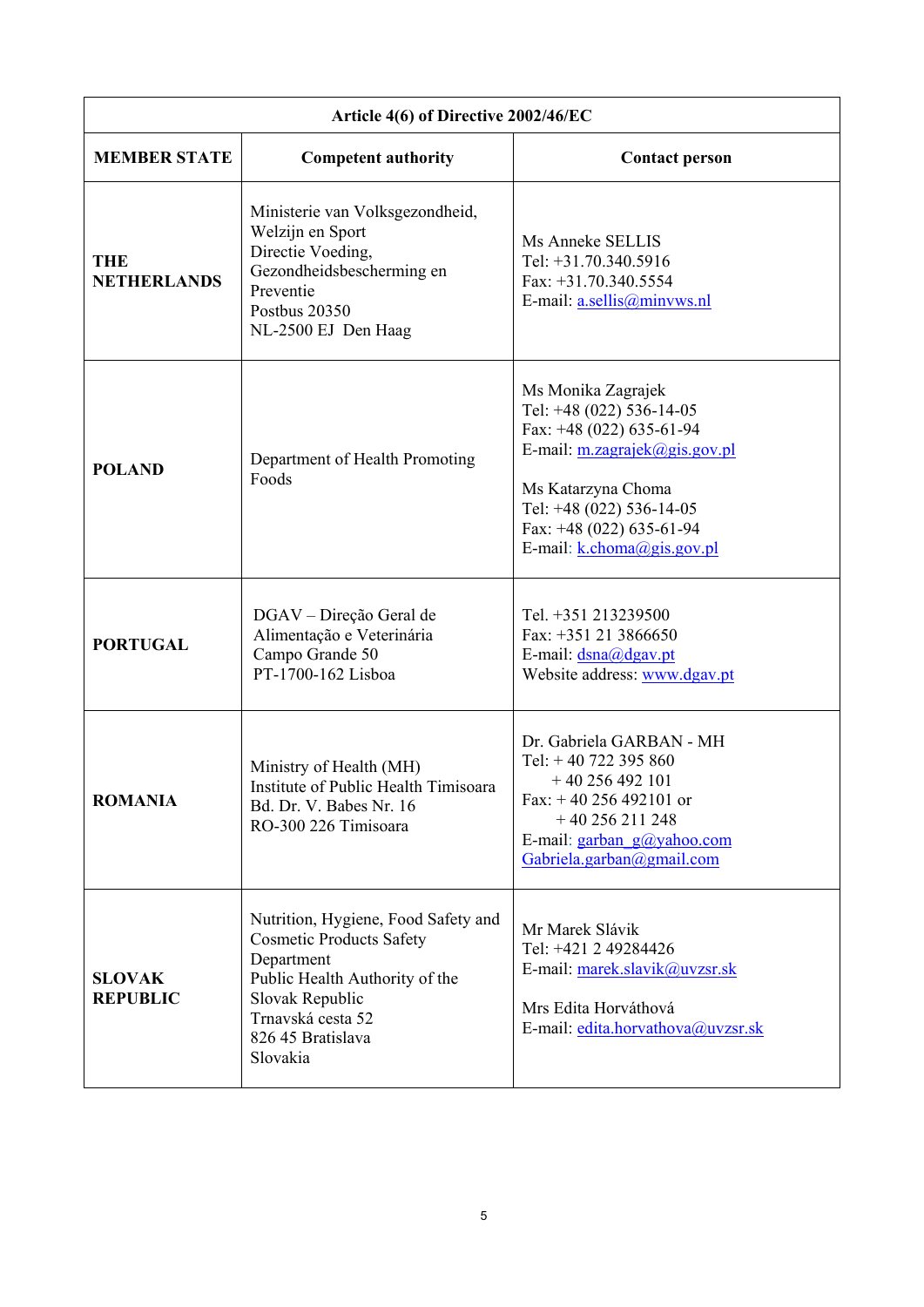| Article 4(6) of Directive 2002/46/EC | | |
|---|---|---|
| **MEMBER STATE** | **Competent authority** | **Contact person** |
| **THE NETHERLANDS** | Ministerie van Volksgezondheid, Welzijn en Sport<br>Directie Voeding, Gezondheidsbescherming en Preventie<br>Postbus 20350<br>NL-2500 EJ Den Haag | Ms Anneke SELLIS<br>Tel: +31.70.340.5916<br>Fax: +31.70.340.5554<br>E-mail: a.sellis@minvws.nl |
| **POLAND** | Department of Health Promoting Foods | Ms Monika Zagrajek<br>Tel: +48 (022) 536-14-05<br>Fax: +48 (022) 635-61-94<br>E-mail: m.zagrajek@gis.gov.pl<br><br>Ms Katarzyna Choma<br>Tel: +48 (022) 536-14-05<br>Fax: +48 (022) 635-61-94<br>E-mail: k.choma@gis.gov.pl |
| **PORTUGAL** | DGAV – Direção Geral de Alimentação e Veterinária<br>Campo Grande 50<br>PT-1700-162 Lisboa | Tel. +351 213239500<br>Fax: +351 21 3866650<br>E-mail: dsna@dgav.pt<br>Website address: www.dgav.pt |
| **ROMANIA** | Ministry of Health (MH)<br>Institute of Public Health Timisoara<br>Bd. Dr. V. Babes Nr. 16<br>RO-300 226 Timisoara | Dr. Gabriela GARBAN - MH<br>Tel: + 40 722 395 860<br>+ 40 256 492 101<br>Fax: + 40 256 492101 or<br>+ 40 256 211 248<br>E-mail: garban_g@yahoo.com<br>Gabriela.garban@gmail.com |
| **SLOVAK REPUBLIC** | Nutrition, Hygiene, Food Safety and Cosmetic Products Safety Department<br>Public Health Authority of the Slovak Republic<br>Trnavská cesta 52<br>826 45 Bratislava<br>Slovakia | Mr Marek Slávik<br>Tel: +421 2 49284426<br>E-mail: marek.slavik@uvzsr.sk<br><br>Mrs Edita Horváthová<br>E-mail: edita.horvathova@uvzsr.sk |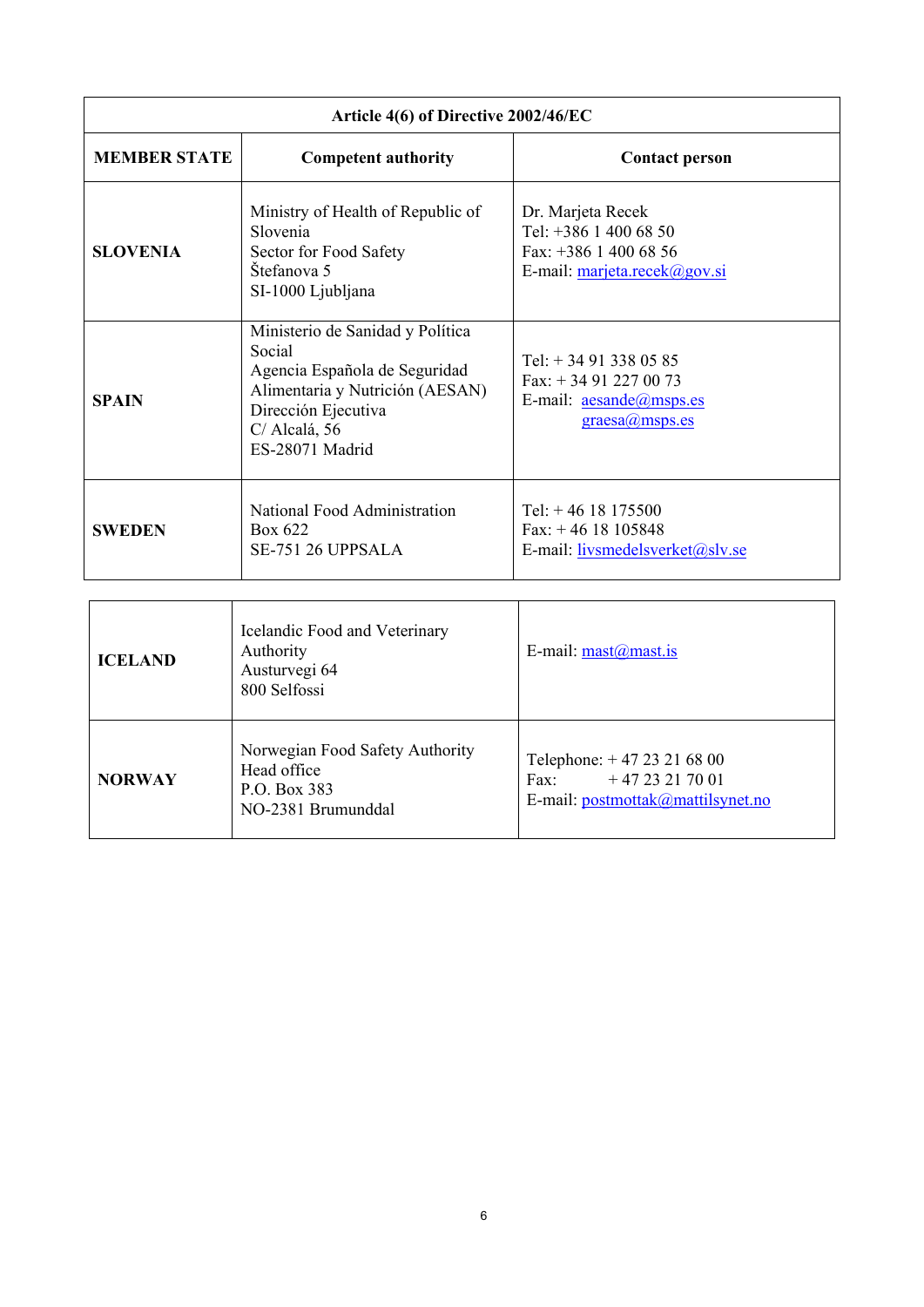| Article 4(6) of Directive 2002/46/EC | | |
|---|---|---|
| **MEMBER STATE** | **Competent authority** | **Contact person** |
| **SLOVENIA** | Ministry of Health of Republic of Slovenia<br>Sector for Food Safety<br>Štefanova 5<br>SI-1000 Ljubljana | Dr. Marjeta Recek<br>Tel: +386 1 400 68 50<br>Fax: +386 1 400 68 56<br>E-mail: marjeta.recek@gov.si |
| **SPAIN** | Ministerio de Sanidad y Política Social<br>Agencia Española de Seguridad Alimentaria y Nutrición (AESAN)<br>Dirección Ejecutiva<br>C/ Alcalá, 56<br>ES-28071 Madrid | Tel: + 34 91 338 05 85<br>Fax: + 34 91 227 00 73<br>E-mail: aesande@msps.es<br>graesa@msps.es |
| **SWEDEN** | National Food Administration<br>Box 622<br>SE-751 26 UPPSALA | Tel: + 46 18 175500<br>Fax: + 46 18 105848<br>E-mail: livsmedelsverket@slv.se |
| **ICELAND** | Icelandic Food and Veterinary Authority<br>Austurvegi 64<br>800 Selfossi | E-mail: mast@mast.is |
| **NORWAY** | Norwegian Food Safety Authority<br>Head office<br>P.O. Box 383<br>NO-2381 Brumunddal | Telephone: + 47 23 21 68 00<br>Fax: + 47 23 21 70 01<br>E-mail: postmottak@mattilsynet.no |